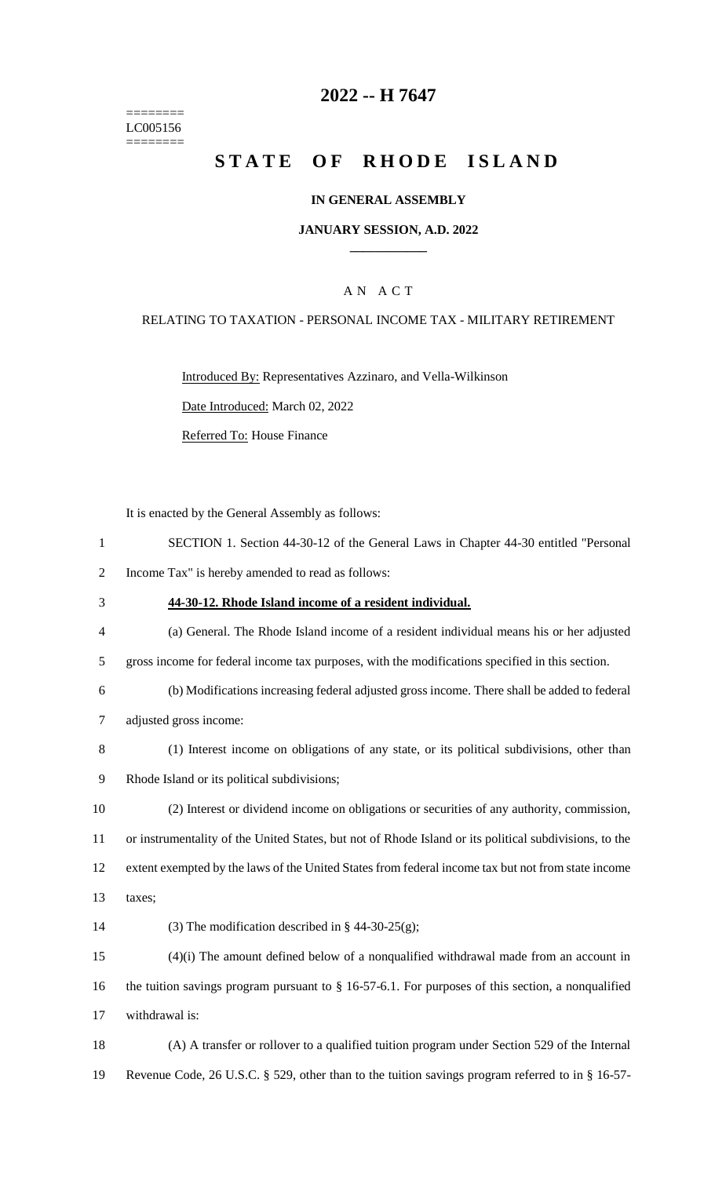========
LC005156
========

# 2022 -- H 7647

# STATE OF RHODE ISLAND

**IN GENERAL ASSEMBLY**

**JANUARY SESSION, A.D. 2022**

A N A C T

RELATING TO TAXATION - PERSONAL INCOME TAX - MILITARY RETIREMENT

Introduced By: Representatives Azzinaro, and Vella-Wilkinson

Date Introduced: March 02, 2022

Referred To: House Finance

It is enacted by the General Assembly as follows:

SECTION 1. Section 44-30-12 of the General Laws in Chapter 44-30 entitled "Personal Income Tax" is hereby amended to read as follows:

**44-30-12. Rhode Island income of a resident individual.**

(a) General. The Rhode Island income of a resident individual means his or her adjusted gross income for federal income tax purposes, with the modifications specified in this section.

(b) Modifications increasing federal adjusted gross income. There shall be added to federal adjusted gross income:

(1) Interest income on obligations of any state, or its political subdivisions, other than Rhode Island or its political subdivisions;

(2) Interest or dividend income on obligations or securities of any authority, commission, or instrumentality of the United States, but not of Rhode Island or its political subdivisions, to the extent exempted by the laws of the United States from federal income tax but not from state income taxes;

(3) The modification described in § 44-30-25(g);

(4)(i) The amount defined below of a nonqualified withdrawal made from an account in the tuition savings program pursuant to § 16-57-6.1. For purposes of this section, a nonqualified withdrawal is:

(A) A transfer or rollover to a qualified tuition program under Section 529 of the Internal Revenue Code, 26 U.S.C. § 529, other than to the tuition savings program referred to in § 16-57-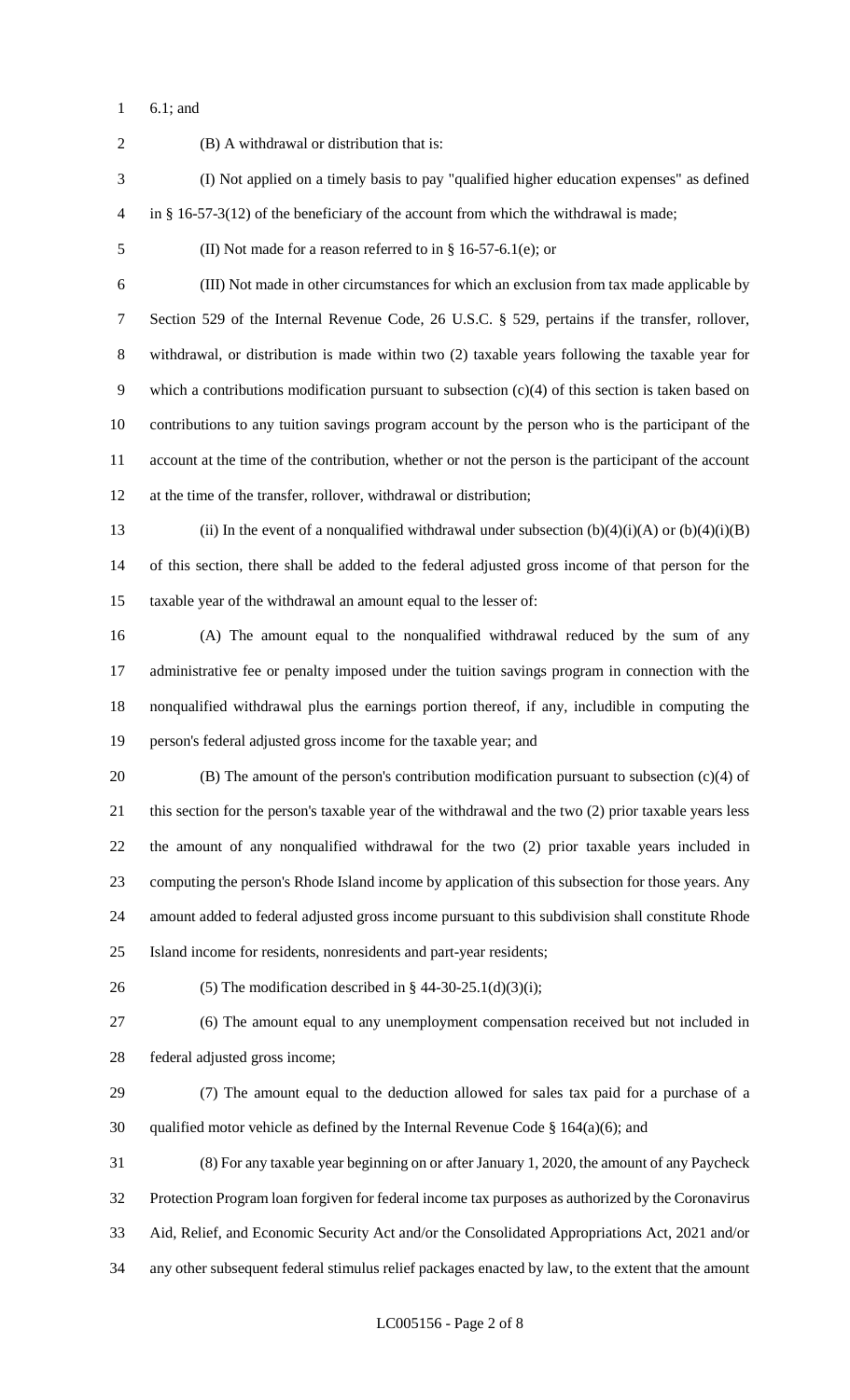6.1; and

(B) A withdrawal or distribution that is:

(I) Not applied on a timely basis to pay "qualified higher education expenses" as defined in § 16-57-3(12) of the beneficiary of the account from which the withdrawal is made;

(II) Not made for a reason referred to in § 16-57-6.1(e); or

(III) Not made in other circumstances for which an exclusion from tax made applicable by Section 529 of the Internal Revenue Code, 26 U.S.C. § 529, pertains if the transfer, rollover, withdrawal, or distribution is made within two (2) taxable years following the taxable year for which a contributions modification pursuant to subsection (c)(4) of this section is taken based on contributions to any tuition savings program account by the person who is the participant of the account at the time of the contribution, whether or not the person is the participant of the account at the time of the transfer, rollover, withdrawal or distribution;

(ii) In the event of a nonqualified withdrawal under subsection (b)(4)(i)(A) or (b)(4)(i)(B) of this section, there shall be added to the federal adjusted gross income of that person for the taxable year of the withdrawal an amount equal to the lesser of:

(A) The amount equal to the nonqualified withdrawal reduced by the sum of any administrative fee or penalty imposed under the tuition savings program in connection with the nonqualified withdrawal plus the earnings portion thereof, if any, includible in computing the person's federal adjusted gross income for the taxable year; and

(B) The amount of the person's contribution modification pursuant to subsection (c)(4) of this section for the person's taxable year of the withdrawal and the two (2) prior taxable years less the amount of any nonqualified withdrawal for the two (2) prior taxable years included in computing the person's Rhode Island income by application of this subsection for those years. Any amount added to federal adjusted gross income pursuant to this subdivision shall constitute Rhode Island income for residents, nonresidents and part-year residents;

(5) The modification described in § 44-30-25.1(d)(3)(i);

(6) The amount equal to any unemployment compensation received but not included in federal adjusted gross income;

(7) The amount equal to the deduction allowed for sales tax paid for a purchase of a qualified motor vehicle as defined by the Internal Revenue Code § 164(a)(6); and

(8) For any taxable year beginning on or after January 1, 2020, the amount of any Paycheck Protection Program loan forgiven for federal income tax purposes as authorized by the Coronavirus Aid, Relief, and Economic Security Act and/or the Consolidated Appropriations Act, 2021 and/or any other subsequent federal stimulus relief packages enacted by law, to the extent that the amount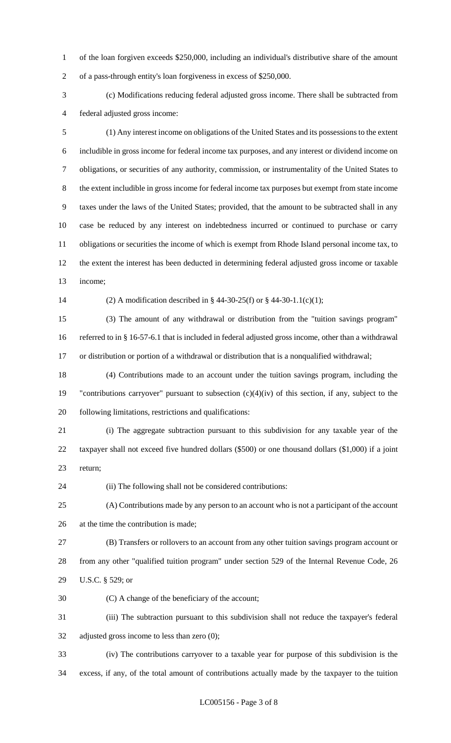of the loan forgiven exceeds $250,000, including an individual's distributive share of the amount of a pass-through entity's loan forgiveness in excess of $250,000.

(c) Modifications reducing federal adjusted gross income. There shall be subtracted from federal adjusted gross income:

(1) Any interest income on obligations of the United States and its possessions to the extent includible in gross income for federal income tax purposes, and any interest or dividend income on obligations, or securities of any authority, commission, or instrumentality of the United States to the extent includible in gross income for federal income tax purposes but exempt from state income taxes under the laws of the United States; provided, that the amount to be subtracted shall in any case be reduced by any interest on indebtedness incurred or continued to purchase or carry obligations or securities the income of which is exempt from Rhode Island personal income tax, to the extent the interest has been deducted in determining federal adjusted gross income or taxable income;

(2) A modification described in § 44-30-25(f) or § 44-30-1.1(c)(1);

(3) The amount of any withdrawal or distribution from the "tuition savings program" referred to in § 16-57-6.1 that is included in federal adjusted gross income, other than a withdrawal or distribution or portion of a withdrawal or distribution that is a nonqualified withdrawal;

(4) Contributions made to an account under the tuition savings program, including the "contributions carryover" pursuant to subsection (c)(4)(iv) of this section, if any, subject to the following limitations, restrictions and qualifications:

(i) The aggregate subtraction pursuant to this subdivision for any taxable year of the taxpayer shall not exceed five hundred dollars ($500) or one thousand dollars ($1,000) if a joint return;

(ii) The following shall not be considered contributions:

(A) Contributions made by any person to an account who is not a participant of the account at the time the contribution is made;

(B) Transfers or rollovers to an account from any other tuition savings program account or from any other "qualified tuition program" under section 529 of the Internal Revenue Code, 26 U.S.C. § 529; or

(C) A change of the beneficiary of the account;

(iii) The subtraction pursuant to this subdivision shall not reduce the taxpayer's federal adjusted gross income to less than zero (0);

(iv) The contributions carryover to a taxable year for purpose of this subdivision is the excess, if any, of the total amount of contributions actually made by the taxpayer to the tuition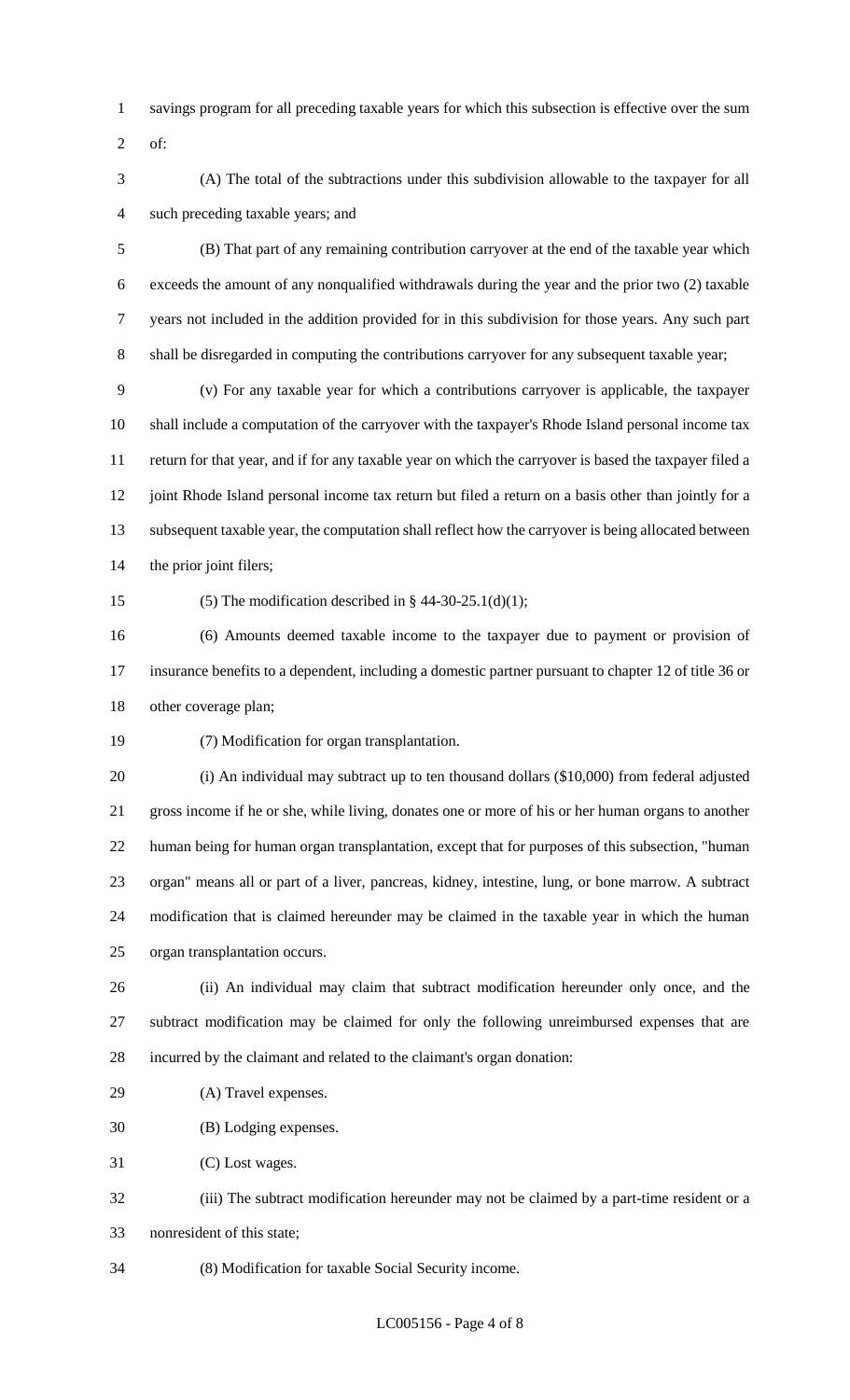savings program for all preceding taxable years for which this subsection is effective over the sum of:

(A) The total of the subtractions under this subdivision allowable to the taxpayer for all such preceding taxable years; and

(B) That part of any remaining contribution carryover at the end of the taxable year which exceeds the amount of any nonqualified withdrawals during the year and the prior two (2) taxable years not included in the addition provided for in this subdivision for those years. Any such part shall be disregarded in computing the contributions carryover for any subsequent taxable year;

(v) For any taxable year for which a contributions carryover is applicable, the taxpayer shall include a computation of the carryover with the taxpayer's Rhode Island personal income tax return for that year, and if for any taxable year on which the carryover is based the taxpayer filed a joint Rhode Island personal income tax return but filed a return on a basis other than jointly for a subsequent taxable year, the computation shall reflect how the carryover is being allocated between the prior joint filers;

(5) The modification described in § 44-30-25.1(d)(1);

(6) Amounts deemed taxable income to the taxpayer due to payment or provision of insurance benefits to a dependent, including a domestic partner pursuant to chapter 12 of title 36 or other coverage plan;

(7) Modification for organ transplantation.

(i) An individual may subtract up to ten thousand dollars ($10,000) from federal adjusted gross income if he or she, while living, donates one or more of his or her human organs to another human being for human organ transplantation, except that for purposes of this subsection, "human organ" means all or part of a liver, pancreas, kidney, intestine, lung, or bone marrow. A subtract modification that is claimed hereunder may be claimed in the taxable year in which the human organ transplantation occurs.

(ii) An individual may claim that subtract modification hereunder only once, and the subtract modification may be claimed for only the following unreimbursed expenses that are incurred by the claimant and related to the claimant's organ donation:

(A) Travel expenses.

(B) Lodging expenses.

(C) Lost wages.

(iii) The subtract modification hereunder may not be claimed by a part-time resident or a nonresident of this state;

(8) Modification for taxable Social Security income.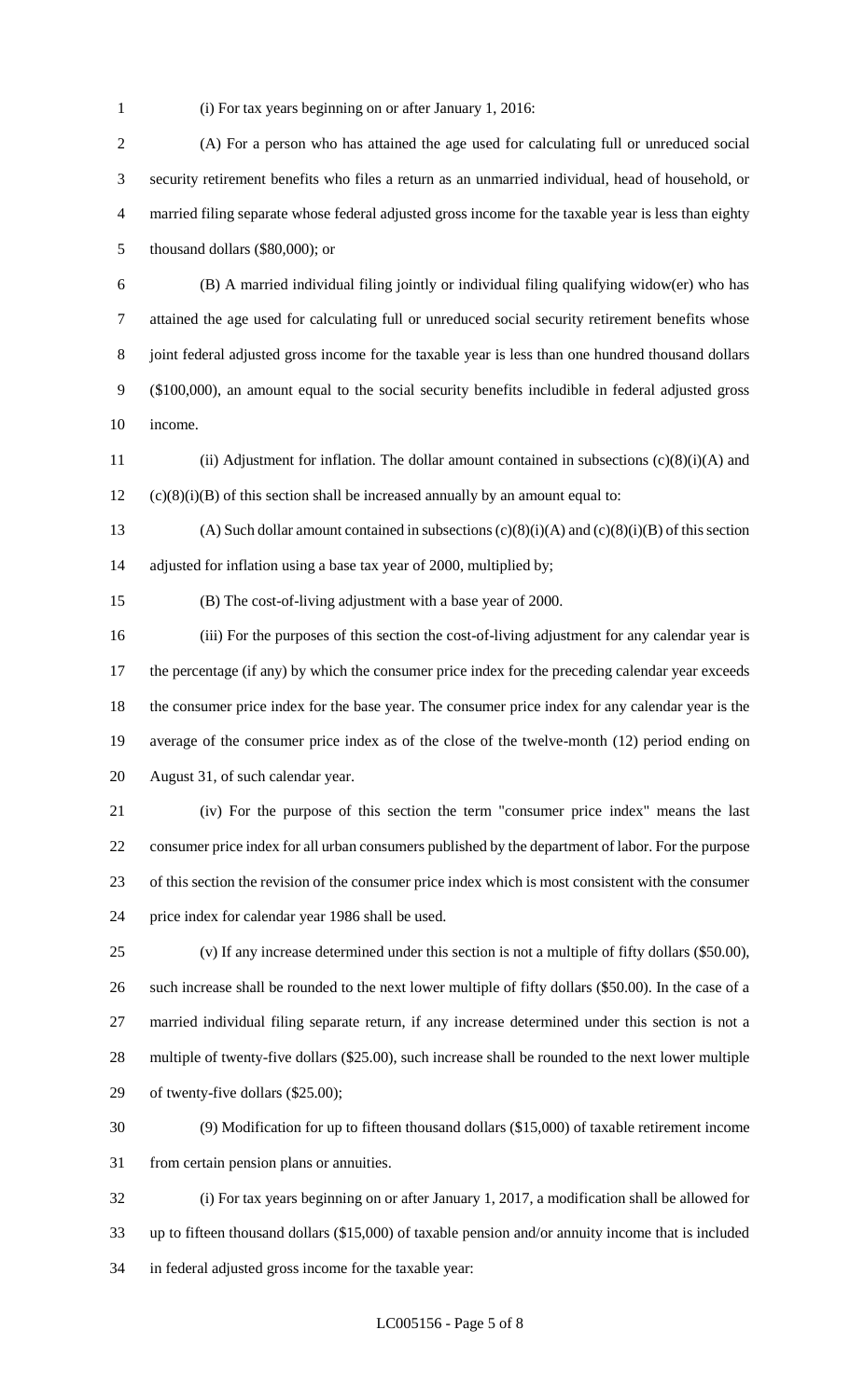(i) For tax years beginning on or after January 1, 2016:

(A) For a person who has attained the age used for calculating full or unreduced social security retirement benefits who files a return as an unmarried individual, head of household, or married filing separate whose federal adjusted gross income for the taxable year is less than eighty thousand dollars ($80,000); or

(B) A married individual filing jointly or individual filing qualifying widow(er) who has attained the age used for calculating full or unreduced social security retirement benefits whose joint federal adjusted gross income for the taxable year is less than one hundred thousand dollars ($100,000), an amount equal to the social security benefits includible in federal adjusted gross income.

(ii) Adjustment for inflation. The dollar amount contained in subsections (c)(8)(i)(A) and (c)(8)(i)(B) of this section shall be increased annually by an amount equal to:

(A) Such dollar amount contained in subsections (c)(8)(i)(A) and (c)(8)(i)(B) of this section adjusted for inflation using a base tax year of 2000, multiplied by;

(B) The cost-of-living adjustment with a base year of 2000.

(iii) For the purposes of this section the cost-of-living adjustment for any calendar year is the percentage (if any) by which the consumer price index for the preceding calendar year exceeds the consumer price index for the base year. The consumer price index for any calendar year is the average of the consumer price index as of the close of the twelve-month (12) period ending on August 31, of such calendar year.

(iv) For the purpose of this section the term "consumer price index" means the last consumer price index for all urban consumers published by the department of labor. For the purpose of this section the revision of the consumer price index which is most consistent with the consumer price index for calendar year 1986 shall be used.

(v) If any increase determined under this section is not a multiple of fifty dollars ($50.00), such increase shall be rounded to the next lower multiple of fifty dollars ($50.00). In the case of a married individual filing separate return, if any increase determined under this section is not a multiple of twenty-five dollars ($25.00), such increase shall be rounded to the next lower multiple of twenty-five dollars ($25.00);

(9) Modification for up to fifteen thousand dollars ($15,000) of taxable retirement income from certain pension plans or annuities.

(i) For tax years beginning on or after January 1, 2017, a modification shall be allowed for up to fifteen thousand dollars ($15,000) of taxable pension and/or annuity income that is included in federal adjusted gross income for the taxable year: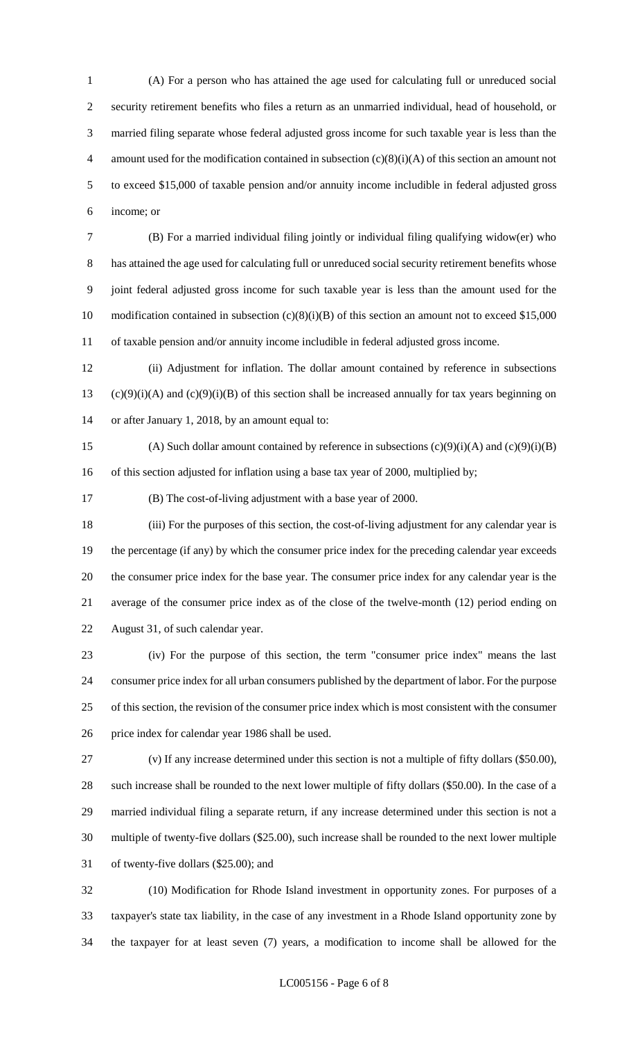(A) For a person who has attained the age used for calculating full or unreduced social security retirement benefits who files a return as an unmarried individual, head of household, or married filing separate whose federal adjusted gross income for such taxable year is less than the amount used for the modification contained in subsection (c)(8)(i)(A) of this section an amount not to exceed $15,000 of taxable pension and/or annuity income includible in federal adjusted gross income; or

(B) For a married individual filing jointly or individual filing qualifying widow(er) who has attained the age used for calculating full or unreduced social security retirement benefits whose joint federal adjusted gross income for such taxable year is less than the amount used for the modification contained in subsection (c)(8)(i)(B) of this section an amount not to exceed $15,000 of taxable pension and/or annuity income includible in federal adjusted gross income.

(ii) Adjustment for inflation. The dollar amount contained by reference in subsections (c)(9)(i)(A) and (c)(9)(i)(B) of this section shall be increased annually for tax years beginning on or after January 1, 2018, by an amount equal to:

(A) Such dollar amount contained by reference in subsections (c)(9)(i)(A) and (c)(9)(i)(B) of this section adjusted for inflation using a base tax year of 2000, multiplied by;

(B) The cost-of-living adjustment with a base year of 2000.

(iii) For the purposes of this section, the cost-of-living adjustment for any calendar year is the percentage (if any) by which the consumer price index for the preceding calendar year exceeds the consumer price index for the base year. The consumer price index for any calendar year is the average of the consumer price index as of the close of the twelve-month (12) period ending on August 31, of such calendar year.

(iv) For the purpose of this section, the term "consumer price index" means the last consumer price index for all urban consumers published by the department of labor. For the purpose of this section, the revision of the consumer price index which is most consistent with the consumer price index for calendar year 1986 shall be used.

(v) If any increase determined under this section is not a multiple of fifty dollars ($50.00), such increase shall be rounded to the next lower multiple of fifty dollars ($50.00). In the case of a married individual filing a separate return, if any increase determined under this section is not a multiple of twenty-five dollars ($25.00), such increase shall be rounded to the next lower multiple of twenty-five dollars ($25.00); and

(10) Modification for Rhode Island investment in opportunity zones. For purposes of a taxpayer's state tax liability, in the case of any investment in a Rhode Island opportunity zone by the taxpayer for at least seven (7) years, a modification to income shall be allowed for the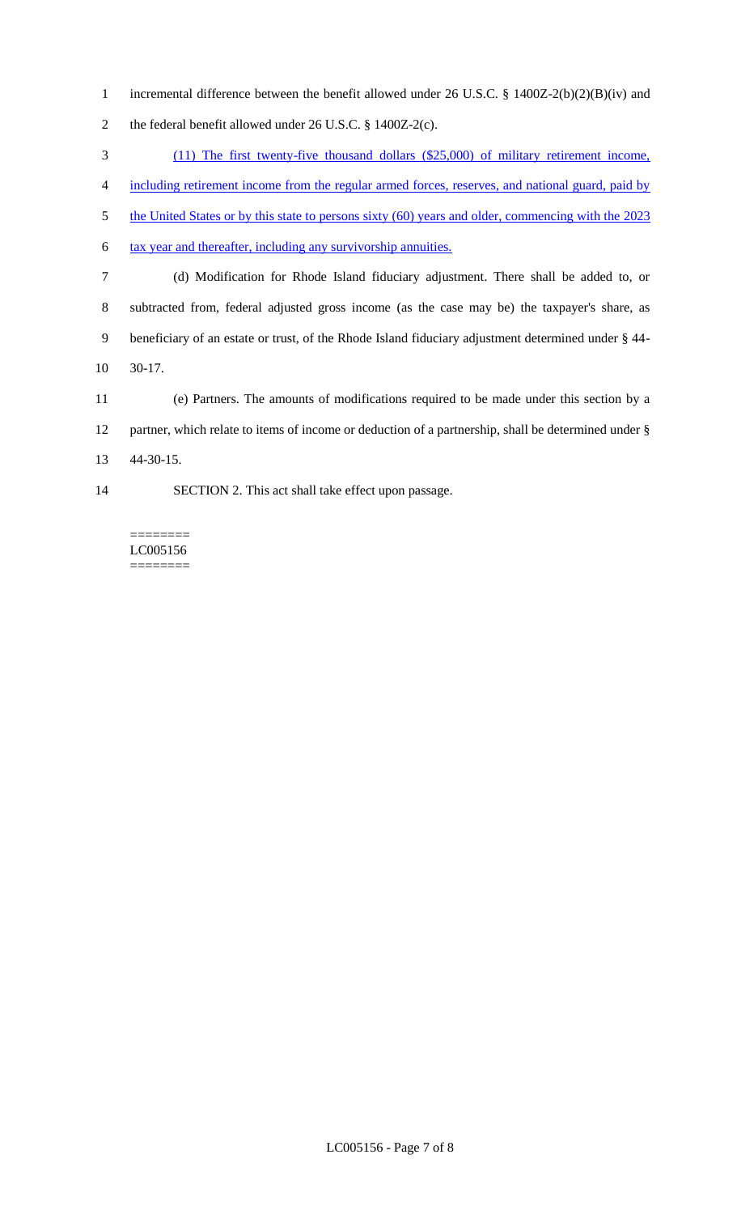incremental difference between the benefit allowed under 26 U.S.C. § 1400Z-2(b)(2)(B)(iv) and the federal benefit allowed under 26 U.S.C. § 1400Z-2(c).

<u>(11) The first twenty-five thousand dollars ($25,000) of military retirement income, including retirement income from the regular armed forces, reserves, and national guard, paid by the United States or by this state to persons sixty (60) years and older, commencing with the 2023 tax year and thereafter, including any survivorship annuities.</u>

(d) Modification for Rhode Island fiduciary adjustment. There shall be added to, or subtracted from, federal adjusted gross income (as the case may be) the taxpayer's share, as beneficiary of an estate or trust, of the Rhode Island fiduciary adjustment determined under § 44-30-17.

(e) Partners. The amounts of modifications required to be made under this section by a partner, which relate to items of income or deduction of a partnership, shall be determined under § 44-30-15.

SECTION 2. This act shall take effect upon passage.

========
LC005156
========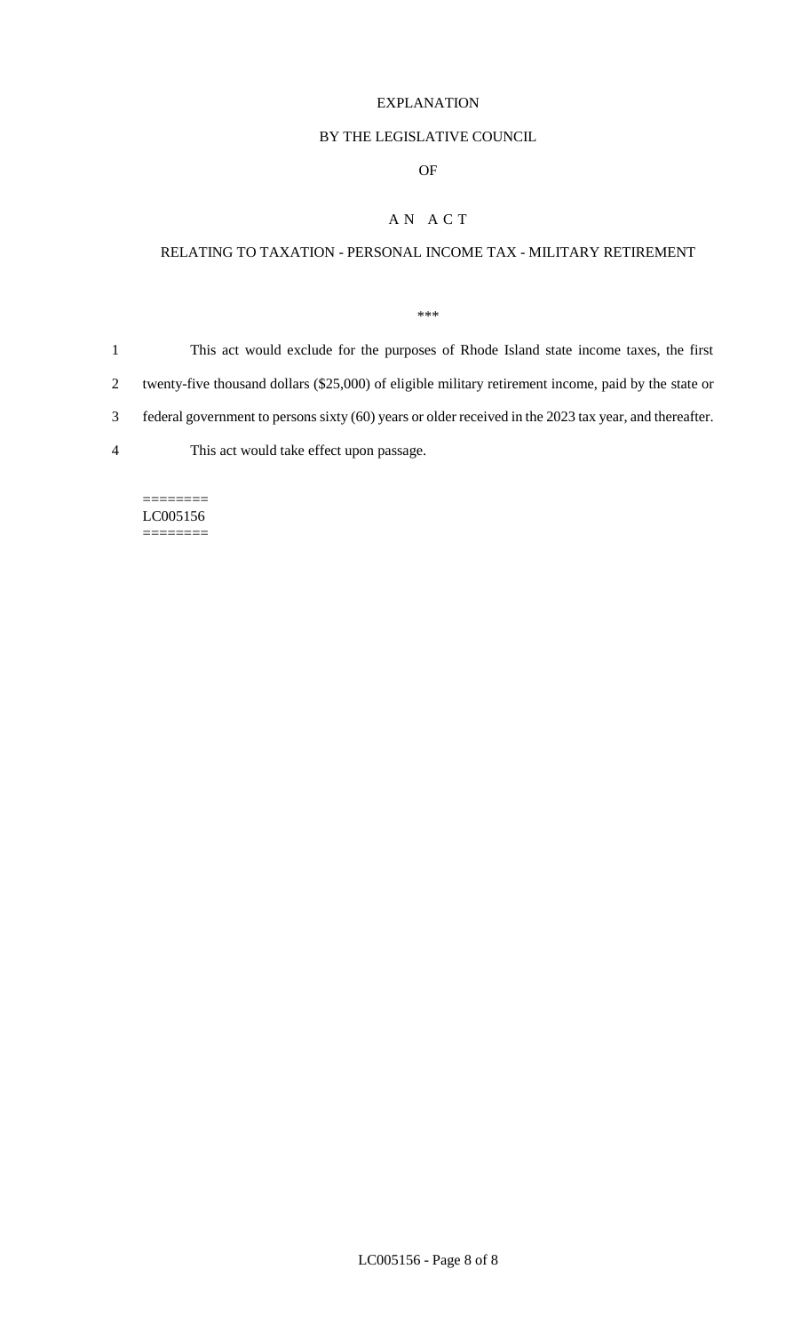EXPLANATION

BY THE LEGISLATIVE COUNCIL

OF

A N A C T

RELATING TO TAXATION - PERSONAL INCOME TAX - MILITARY RETIREMENT

\*\*\*

This act would exclude for the purposes of Rhode Island state income taxes, the first twenty-five thousand dollars ($25,000) of eligible military retirement income, paid by the state or federal government to persons sixty (60) years or older received in the 2023 tax year, and thereafter.

This act would take effect upon passage.

========
LC005156
========